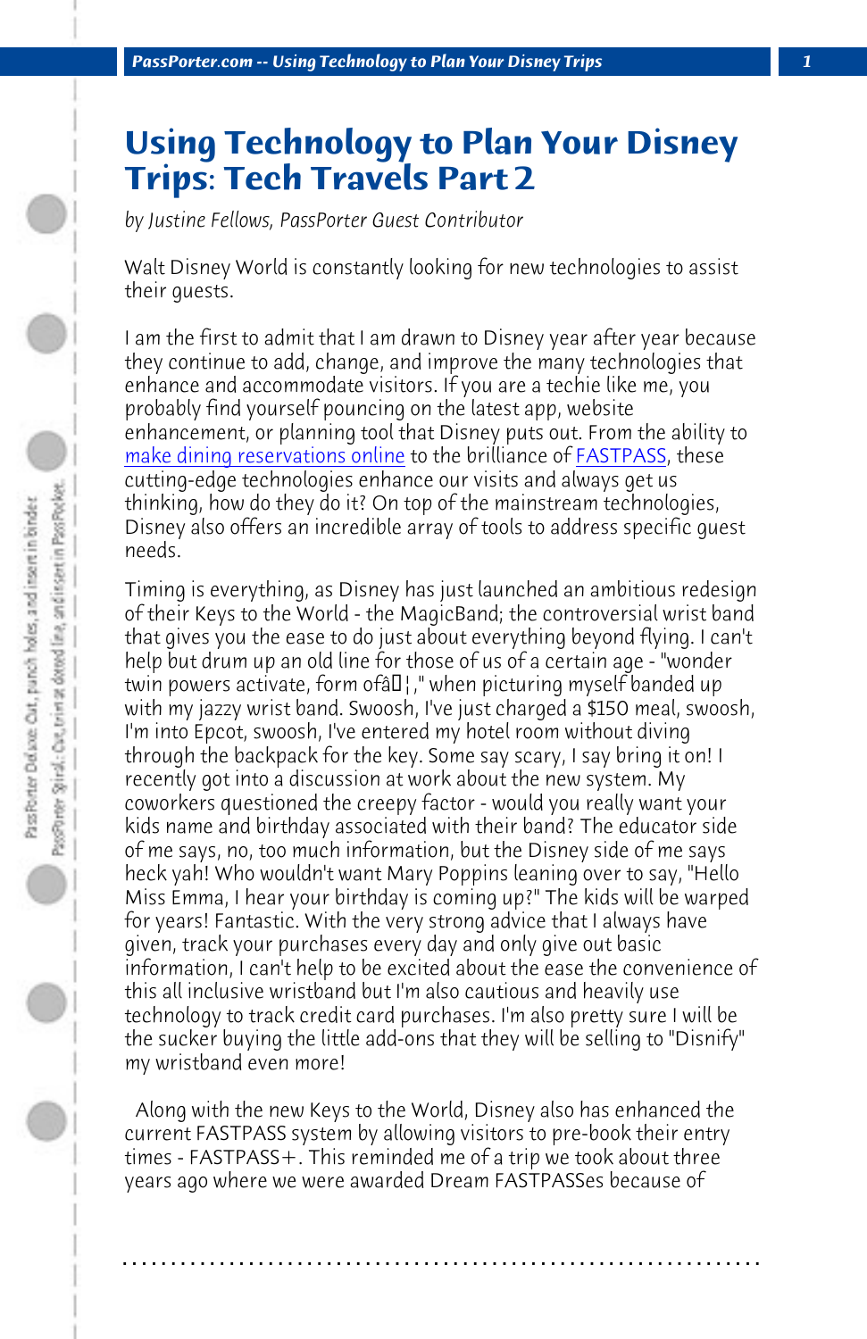# Using Technology to Plan Your Disney Trips: Tech Travels Part 2

*by Justine Fellows, PassPorter Guest Contributor*

Walt Disney World is constantly looking for new technologies to assist their guests.

I am the first to admit that I am drawn to Disney year after year because they continue to add, change, and improve the many technologies that enhance and accommodate visitors. If you are a techie like me, you probably find yourself pouncing on the latest app, website enhancement, or planning tool that Disney puts out. From the ability to make dining reservations online to the brilliance of FASTPASS, these cutting-edge technologies enhance our visits and always get us thinking, how do they do it? On top of the mainstream technologies, Disney also offers an incredible array of tools to address specific guest needs.

Timing is everything, as Disney has just launched an ambitious redesign of their Keys to the World - the MagicBand; the controversial wrist band that gives you the ease to do just about everything beyond flying. I can't help but drum up an old line for those of us of a certain age - "wonder twin powers activate, form ofâ¦," when picturing myself banded up with my jazzy wrist band. Swoosh, I've just charged a $150 meal, swoosh, I'm into Epcot, swoosh, I've entered my hotel room without diving through the backpack for the key. Some say scary, I say bring it on! I recently got into a discussion at work about the new system. My coworkers questioned the creepy factor - would you really want your kids name and birthday associated with their band? The educator side of me says, no, too much information, but the Disney side of me says heck yah! Who wouldn't want Mary Poppins leaning over to say, "Hello Miss Emma, I hear your birthday is coming up?" The kids will be warped for years! Fantastic. With the very strong advice that I always have given, track your purchases every day and only give out basic information, I can't help to be excited about the ease the convenience of this all inclusive wristband but I'm also cautious and heavily use technology to track credit card purchases. I'm also pretty sure I will be the sucker buying the little add-ons that they will be selling to "Disnify" my wristband even more!

Along with the new Keys to the World, Disney also has enhanced the current FASTPASS system by allowing visitors to pre-book their entry times - FASTPASS+. This reminded me of a trip we took about three years ago where we were awarded Dream FASTPASSes because of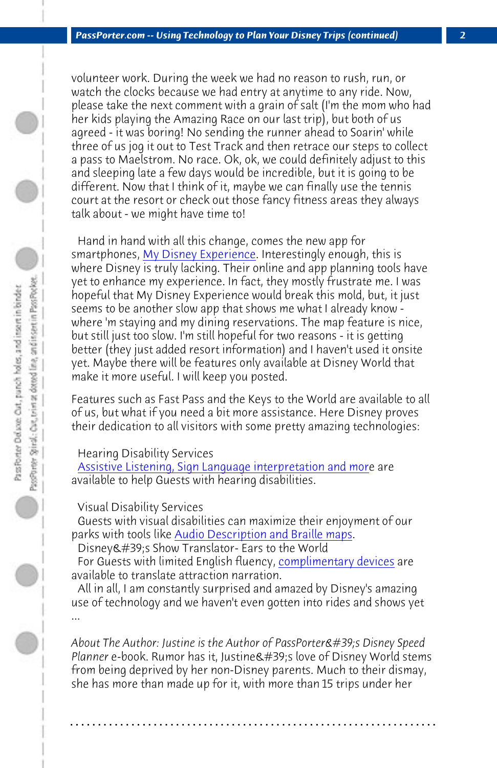volunteer work. During the week we had no reason to rush, run, or watch the clocks because we had entry at anytime to any ride. Now, please take the next comment with a grain of salt (I'm the mom who had her kids playing the Amazing Race on our last trip), but both of us agreed - it was boring! No sending the runner ahead to Soarin' while three of us jog it out to Test Track and then retrace our steps to collect a pass to Maelstrom. No race. Ok, ok, we could definitely adjust to this and sleeping late a few days would be incredible, but it is going to be different. Now that I think of it, maybe we can finally use the tennis court at the resort or check out those fancy fitness areas they always talk about - we might have time to!

Hand in hand with all this change, comes the new app for smartphones, My Disney Experience. Interestingly enough, this is where Disney is truly lacking. Their online and app planning tools have yet to enhance my experience. In fact, they mostly frustrate me. I was hopeful that My Disney Experience would break this mold, but, it just seems to be another slow app that shows me what I already know - where 'm staying and my dining reservations. The map feature is nice, but still just too slow. I'm still hopeful for two reasons - it is getting better (they just added resort information) and I haven't used it onsite yet. Maybe there will be features only available at Disney World that make it more useful. I will keep you posted.

Features such as Fast Pass and the Keys to the World are available to all of us, but what if you need a bit more assistance. Here Disney proves their dedication to all visitors with some pretty amazing technologies:

Hearing Disability Services
Assistive Listening, Sign Language interpretation and more are available to help Guests with hearing disabilities.

Visual Disability Services
Guests with visual disabilities can maximize their enjoyment of our parks with tools like Audio Description and Braille maps.
Disney&#39;s Show Translator- Ears to the World
For Guests with limited English fluency, complimentary devices are available to translate attraction narration.
All in all, I am constantly surprised and amazed by Disney's amazing use of technology and we haven't even gotten into rides and shows yet ...

*About The Author: Justine is the Author of PassPorter&#39;s Disney Speed Planner* e-book. Rumor has it, Justine&#39;s love of Disney World stems from being deprived by her non-Disney parents. Much to their dismay, she has more than made up for it, with more than 15 trips under her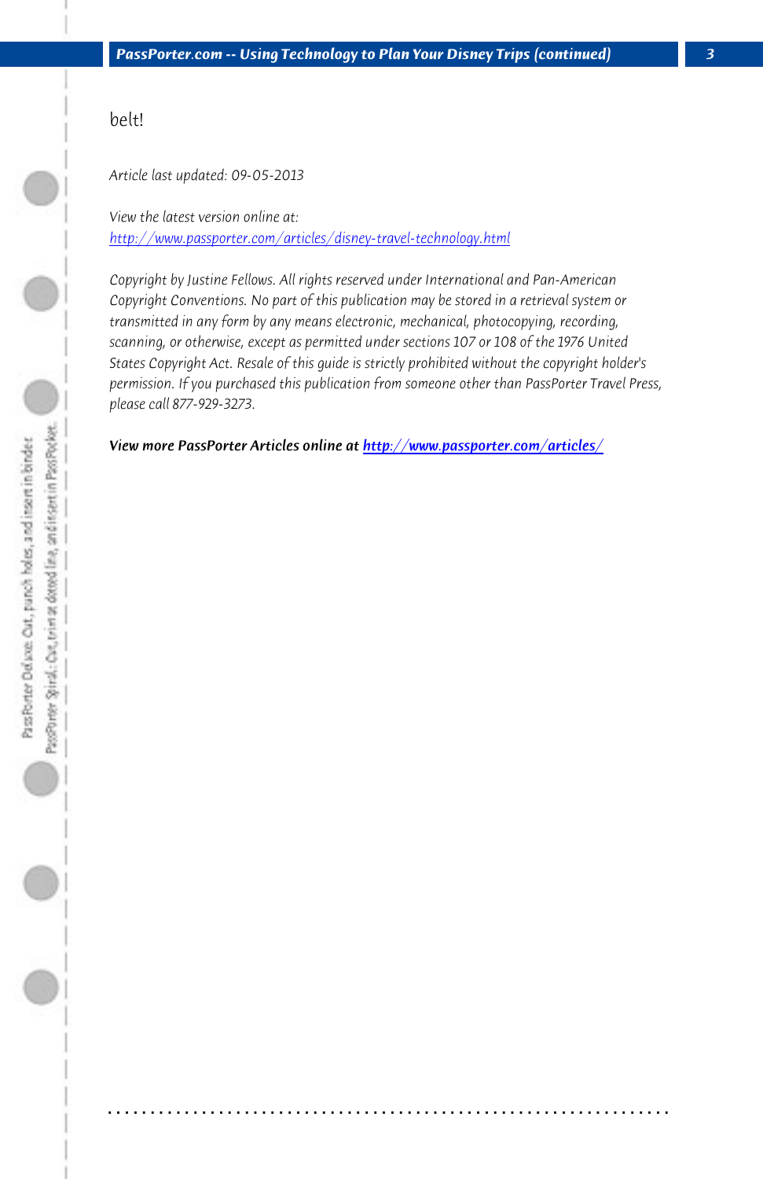belt!

*Article last updated: 09-05-2013*

*View the latest version online at:*
*http://www.passporter.com/articles/disney-travel-technology.html*

*Copyright by Justine Fellows. All rights reserved under International and Pan-American Copyright Conventions. No part of this publication may be stored in a retrieval system or transmitted in any form by any means electronic, mechanical, photocopying, recording, scanning, or otherwise, except as permitted under sections 107 or 108 of the 1976 United States Copyright Act. Resale of this guide is strictly prohibited without the copyright holder's permission. If you purchased this publication from someone other than PassPorter Travel Press, please call 877-929-3273.*

***View more PassPorter Articles online at http://www.passporter.com/articles/***